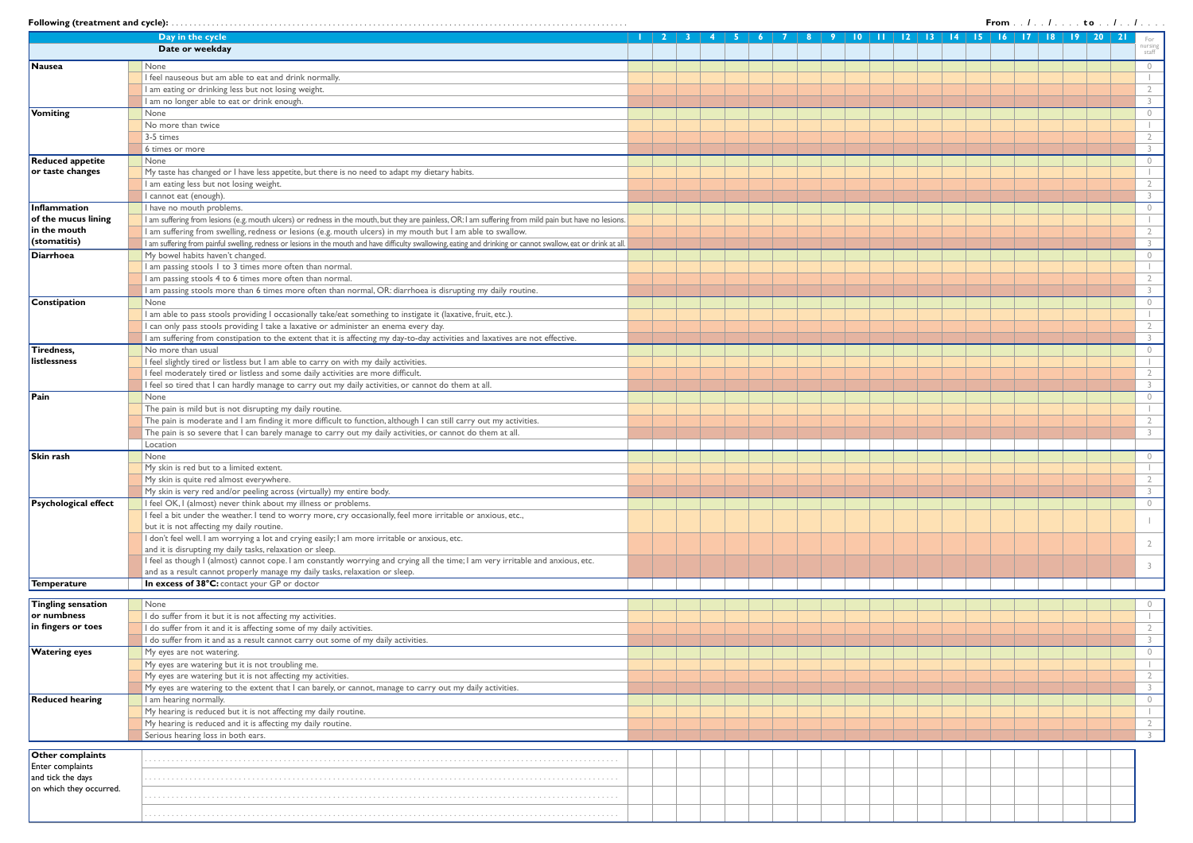**Following (treatment and cycle):** . . . . . . . . . . . . . . . . . . . . . . . . . . . . . . . . . . . . . . . . . . . . . . . . . . . . . . . . . . . . . . . . . . . . . . . . . . . . . . **From** . . / . . / . . . . **to** . . / . . / . . . .

| | Day in the cycle | 1 | 2 | 3 | 4 | 5 | 6 | 7 | 8 | 9 | 10 | 11 | 12 | 13 | 14 | 15 | 16 | 17 | 18 | 19 | 20 | 21 | For nursing staff |
|---|---|---|---|---|---|---|---|---|---|---|---|---|---|---|---|---|---|---|---|---|---|---|---|
| | **Date or weekday** | | | | | | | | | | | | | | | | | | | | | | |
| **Nausea** | None | | | | | | | | | | | | | | | | | | | | | | 0 |
| | I feel nauseous but am able to eat and drink normally. | | | | | | | | | | | | | | | | | | | | | | 1 |
| | I am eating or drinking less but not losing weight. | | | | | | | | | | | | | | | | | | | | | | 2 |
| | I am no longer able to eat or drink enough. | | | | | | | | | | | | | | | | | | | | | | 3 |
| **Vomiting** | None | | | | | | | | | | | | | | | | | | | | | | 0 |
| | No more than twice | | | | | | | | | | | | | | | | | | | | | | 1 |
| | 3-5 times | | | | | | | | | | | | | | | | | | | | | | 2 |
| | 6 times or more | | | | | | | | | | | | | | | | | | | | | | 3 |
| **Reduced appetite or taste changes** | None | | | | | | | | | | | | | | | | | | | | | | 0 |
| | My taste has changed or I have less appetite, but there is no need to adapt my dietary habits. | | | | | | | | | | | | | | | | | | | | | | 1 |
| | I am eating less but not losing weight. | | | | | | | | | | | | | | | | | | | | | | 2 |
| | I cannot eat (enough). | | | | | | | | | | | | | | | | | | | | | | 3 |
| **Inflammation of the mucus lining in the mouth (stomatitis)** | I have no mouth problems. | | | | | | | | | | | | | | | | | | | | | | 0 |
| | I am suffering from lesions (e.g. mouth ulcers) or redness in the mouth, but they are painless, OR: I am suffering from mild pain but have no lesions. | | | | | | | | | | | | | | | | | | | | | | 1 |
| | I am suffering from swelling, redness or lesions (e.g. mouth ulcers) in my mouth but I am able to swallow. | | | | | | | | | | | | | | | | | | | | | | 2 |
| | I am suffering from painful swelling, redness or lesions in the mouth and have difficulty swallowing, eating and drinking or cannot swallow, eat or drink at all. | | | | | | | | | | | | | | | | | | | | | | 3 |
| **Diarrhoea** | My bowel habits haven't changed. | | | | | | | | | | | | | | | | | | | | | | 0 |
| | I am passing stools 1 to 3 times more often than normal. | | | | | | | | | | | | | | | | | | | | | | 1 |
| | I am passing stools 4 to 6 times more often than normal. | | | | | | | | | | | | | | | | | | | | | | 2 |
| | I am passing stools more than 6 times more often than normal, OR: diarrhoea is disrupting my daily routine. | | | | | | | | | | | | | | | | | | | | | | 3 |
| **Constipation** | None | | | | | | | | | | | | | | | | | | | | | | 0 |
| | I am able to pass stools providing I occasionally take/eat something to instigate it (laxative, fruit, etc.). | | | | | | | | | | | | | | | | | | | | | | 1 |
| | I can only pass stools providing I take a laxative or administer an enema every day. | | | | | | | | | | | | | | | | | | | | | | 2 |
| | I am suffering from constipation to the extent that it is affecting my day-to-day activities and laxatives are not effective. | | | | | | | | | | | | | | | | | | | | | | 3 |
| **Tiredness, listlessness** | No more than usual | | | | | | | | | | | | | | | | | | | | | | 0 |
| | I feel slightly tired or listless but I am able to carry on with my daily activities. | | | | | | | | | | | | | | | | | | | | | | 1 |
| | I feel moderately tired or listless and some daily activities are more difficult. | | | | | | | | | | | | | | | | | | | | | | 2 |
| | I feel so tired that I can hardly manage to carry out my daily activities, or cannot do them at all. | | | | | | | | | | | | | | | | | | | | | | 3 |
| **Pain** | None | | | | | | | | | | | | | | | | | | | | | | 0 |
| | The pain is mild but is not disrupting my daily routine. | | | | | | | | | | | | | | | | | | | | | | 1 |
| | The pain is moderate and I am finding it more difficult to function, although I can still carry out my activities. | | | | | | | | | | | | | | | | | | | | | | 2 |
| | The pain is so severe that I can barely manage to carry out my daily activities, or cannot do them at all. | | | | | | | | | | | | | | | | | | | | | | 3 |
| | Location | | | | | | | | | | | | | | | | | | | | | | |
| **Skin rash** | None | | | | | | | | | | | | | | | | | | | | | | 0 |
| | My skin is red but to a limited extent. | | | | | | | | | | | | | | | | | | | | | | 1 |
| | My skin is quite red almost everywhere. | | | | | | | | | | | | | | | | | | | | | | 2 |
| | My skin is very red and/or peeling across (virtually) my entire body. | | | | | | | | | | | | | | | | | | | | | | 3 |
| **Psychological effect** | I feel OK, I (almost) never think about my illness or problems. | | | | | | | | | | | | | | | | | | | | | | 0 |
| | I feel a bit under the weather. I tend to worry more, cry occasionally, feel more irritable or anxious, etc., but it is not affecting my daily routine. | | | | | | | | | | | | | | | | | | | | | | 1 |
| | I don't feel well. I am worrying a lot and crying easily; I am more irritable or anxious, etc. and it is disrupting my daily tasks, relaxation or sleep. | | | | | | | | | | | | | | | | | | | | | | 2 |
| | I feel as though I (almost) cannot cope. I am constantly worrying and crying all the time; I am very irritable and anxious, etc. and as a result cannot properly manage my daily tasks, relaxation or sleep. | | | | | | | | | | | | | | | | | | | | | | 3 |
| **Temperature** | **In excess of 38°C:** contact your GP or doctor | | | | | | | | | | | | | | | | | | | | | | |

| | | 1 | 2 | 3 | 4 | 5 | 6 | 7 | 8 | 9 | 10 | 11 | 12 | 13 | 14 | 15 | 16 | 17 | 18 | 19 | 20 | 21 | |
|---|---|---|---|---|---|---|---|---|---|---|---|---|---|---|---|---|---|---|---|---|---|---|---|
| **Tingling sensation or numbness in fingers or toes** | None | | | | | | | | | | | | | | | | | | | | | | 0 |
| | I do suffer from it but it is not affecting my activities. | | | | | | | | | | | | | | | | | | | | | | 1 |
| | I do suffer from it and it is affecting some of my daily activities. | | | | | | | | | | | | | | | | | | | | | | 2 |
| | I do suffer from it and as a result cannot carry out some of my daily activities. | | | | | | | | | | | | | | | | | | | | | | 3 |
| **Watering eyes** | My eyes are not watering. | | | | | | | | | | | | | | | | | | | | | | 0 |
| | My eyes are watering but it is not troubling me. | | | | | | | | | | | | | | | | | | | | | | 1 |
| | My eyes are watering but it is not affecting my activities. | | | | | | | | | | | | | | | | | | | | | | 2 |
| | My eyes are watering to the extent that I can barely, or cannot, manage to carry out my daily activities. | | | | | | | | | | | | | | | | | | | | | | 3 |
| **Reduced hearing** | I am hearing normally. | | | | | | | | | | | | | | | | | | | | | | 0 |
| | My hearing is reduced but it is not affecting my daily routine. | | | | | | | | | | | | | | | | | | | | | | 1 |
| | My hearing is reduced and it is affecting my daily routine. | | | | | | | | | | | | | | | | | | | | | | 2 |
| | Serious hearing loss in both ears. | | | | | | | | | | | | | | | | | | | | | | 3 |

| **Other complaints** Enter complaints and tick the days on which they occurred. | | 1 | 2 | 3 | 4 | 5 | 6 | 7 | 8 | 9 | 10 | 11 | 12 | 13 | 14 | 15 | 16 | 17 | 18 | 19 | 20 | 21 |
|---|---|---|---|---|---|---|---|---|---|---|---|---|---|---|---|---|---|---|---|---|---|---|
| | . . . . . . . . . . . . . . . . . . . . . . . . . . . . . . | | | | | | | | | | | | | | | | | | | | | |
| | . . . . . . . . . . . . . . . . . . . . . . . . . . . . . . | | | | | | | | | | | | | | | | | | | | | |
| | . . . . . . . . . . . . . . . . . . . . . . . . . . . . . . | | | | | | | | | | | | | | | | | | | | | |
| | . . . . . . . . . . . . . . . . . . . . . . . . . . . . . . | | | | | | | | | | | | | | | | | | | | | |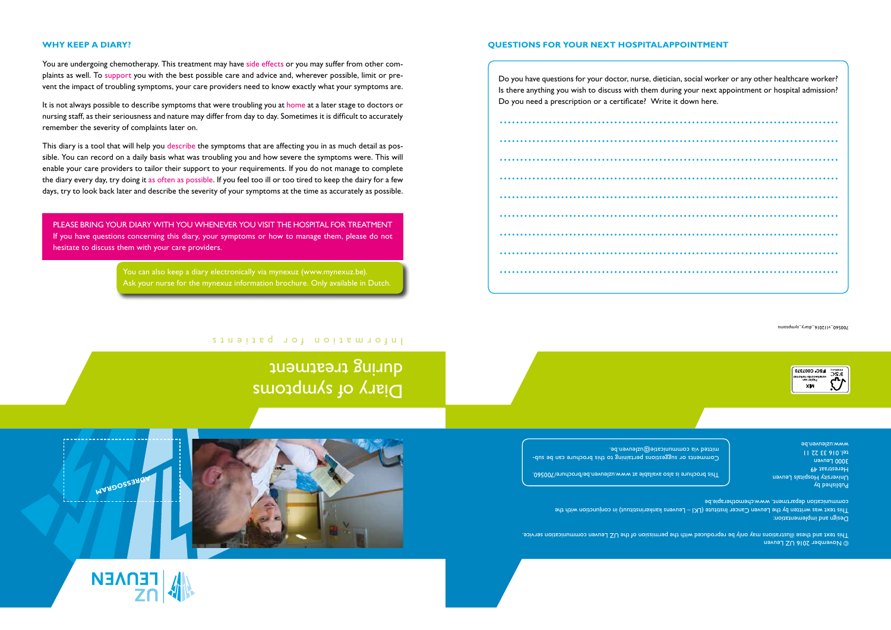## WHY KEEP A DIARY?

You are undergoing chemotherapy. This treatment may have side effects or you may suffer from other complaints as well. To support you with the best possible care and advice and, wherever possible, limit or prevent the impact of troubling symptoms, your care providers need to know exactly what your symptoms are.

It is not always possible to describe symptoms that were troubling you at home at a later stage to doctors or nursing staff, as their seriousness and nature may differ from day to day. Sometimes it is difficult to accurately remember the severity of complaints later on.

This diary is a tool that will help you describe the symptoms that are affecting you in as much detail as possible. You can record on a daily basis what was troubling you and how severe the symptoms were. This will enable your care providers to tailor their support to your requirements. If you do not manage to complete the diary every day, try doing it as often as possible. If you feel too ill or too tired to keep the dairy for a few days, try to look back later and describe the severity of your symptoms at the time as accurately as possible.

PLEASE BRING YOUR DIARY WITH YOU WHENEVER YOU VISIT THE HOSPITAL FOR TREATMENT
If you have questions concerning this diary, your symptoms or how to manage them, please do not hesitate to discuss them with your care providers.

You can also keep a diary electronically via mynexuz (www.mynexuz.be).
Ask your nurse for the mynexuz information brochure. Only available in Dutch.

## QUESTIONS FOR YOUR NEXT HOSPITALAPPOINTMENT

Do you have questions for your doctor, nurse, dietician, social worker or any other healthcare worker? Is there anything you wish to discuss with them during your next appointment or hospital admission? Do you need a prescription or a certificate? Write it down here.

.......................................................................................

.......................................................................................

.......................................................................................

.......................................................................................

.......................................................................................

.......................................................................................

.......................................................................................

.......................................................................................

.......................................................................................

Information for patients

# Diary of symptoms during treatment

ADRESSOGRAM

UZ LEUVEN

700560_v112016_diary_symptoms

© November 2016 UZ Leuven
This text and these illustrations may only be reproduced with the permission of the UZ Leuven communication service.

Design and implementation:
This text was written by the Leuven Cancer Institute (LKI – Leuvens kankerinstituut) in conjunction with the communication department. www.chemotherapie.be

This brochure is also available at www.uzleuven.be/brochure/700560.
Comments or suggestions pertaining to this brochure can be submitted via communicatie@uzleuven.be.

Published by
University Hospitals Leuven
Herestraat 49
3000 Leuven
tel. 016 33 22 11
www.uzleuven.be

MIX
FSC C007370